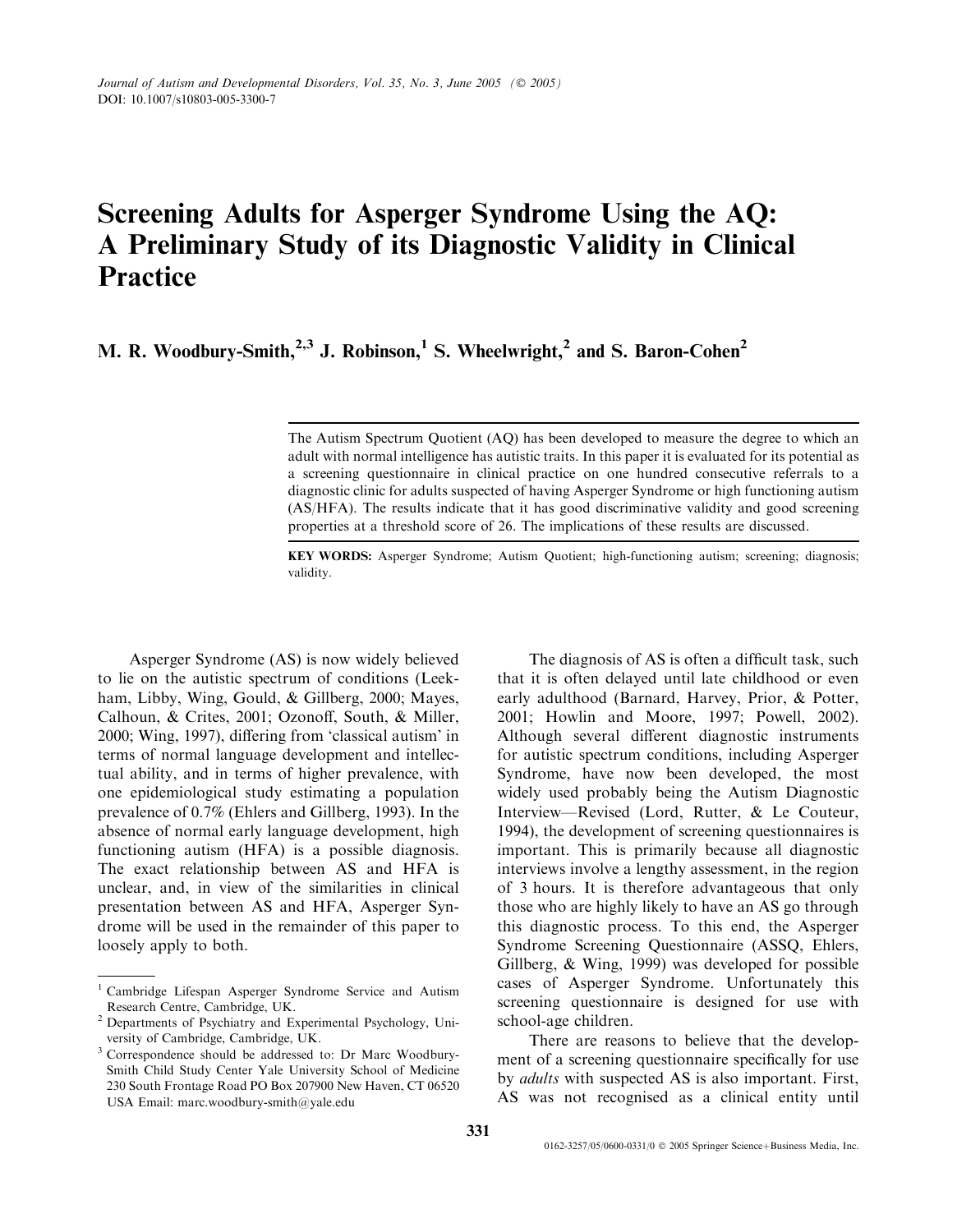# Screening Adults for Asperger Syndrome Using the AQ: A Preliminary Study of its Diagnostic Validity in Clinical Practice

**M. R. Woodbury-Smith,[2,3] J. Robinson,[1] S. Wheelwright,[2] and S. Baron-Cohen[2]**

The Autism Spectrum Quotient (AQ) has been developed to measure the degree to which an adult with normal intelligence has autistic traits. In this paper it is evaluated for its potential as a screening questionnaire in clinical practice on one hundred consecutive referrals to a diagnostic clinic for adults suspected of having Asperger Syndrome or high functioning autism (AS/HFA). The results indicate that it has good discriminative validity and good screening properties at a threshold score of 26. The implications of these results are discussed.

**KEY WORDS:** Asperger Syndrome; Autism Quotient; high-functioning autism; screening; diagnosis; validity.

Asperger Syndrome (AS) is now widely believed to lie on the autistic spectrum of conditions (Leekham, Libby, Wing, Gould, & Gillberg, 2000; Mayes, Calhoun, & Crites, 2001; Ozonoff, South, & Miller, 2000; Wing, 1997), differing from 'classical autism' in terms of normal language development and intellectual ability, and in terms of higher prevalence, with one epidemiological study estimating a population prevalence of 0.7% (Ehlers and Gillberg, 1993). In the absence of normal early language development, high functioning autism (HFA) is a possible diagnosis. The exact relationship between AS and HFA is unclear, and, in view of the similarities in clinical presentation between AS and HFA, Asperger Syndrome will be used in the remainder of this paper to loosely apply to both.

The diagnosis of AS is often a difficult task, such that it is often delayed until late childhood or even early adulthood (Barnard, Harvey, Prior, & Potter, 2001; Howlin and Moore, 1997; Powell, 2002). Although several different diagnostic instruments for autistic spectrum conditions, including Asperger Syndrome, have now been developed, the most widely used probably being the Autism Diagnostic Interview—Revised (Lord, Rutter, & Le Couteur, 1994), the development of screening questionnaires is important. This is primarily because all diagnostic interviews involve a lengthy assessment, in the region of 3 hours. It is therefore advantageous that only those who are highly likely to have an AS go through this diagnostic process. To this end, the Asperger Syndrome Screening Questionnaire (ASSQ, Ehlers, Gillberg, & Wing, 1999) was developed for possible cases of Asperger Syndrome. Unfortunately this screening questionnaire is designed for use with school-age children.

There are reasons to believe that the development of a screening questionnaire specifically for use by *adults* with suspected AS is also important. First, AS was not recognised as a clinical entity until

---

[1] Cambridge Lifespan Asperger Syndrome Service and Autism Research Centre, Cambridge, UK.

[2] Departments of Psychiatry and Experimental Psychology, University of Cambridge, Cambridge, UK.

[3] Correspondence should be addressed to: Dr Marc Woodbury-Smith Child Study Center Yale University School of Medicine 230 South Frontage Road PO Box 207900 New Haven, CT 06520 USA Email: marc.woodbury-smith@yale.edu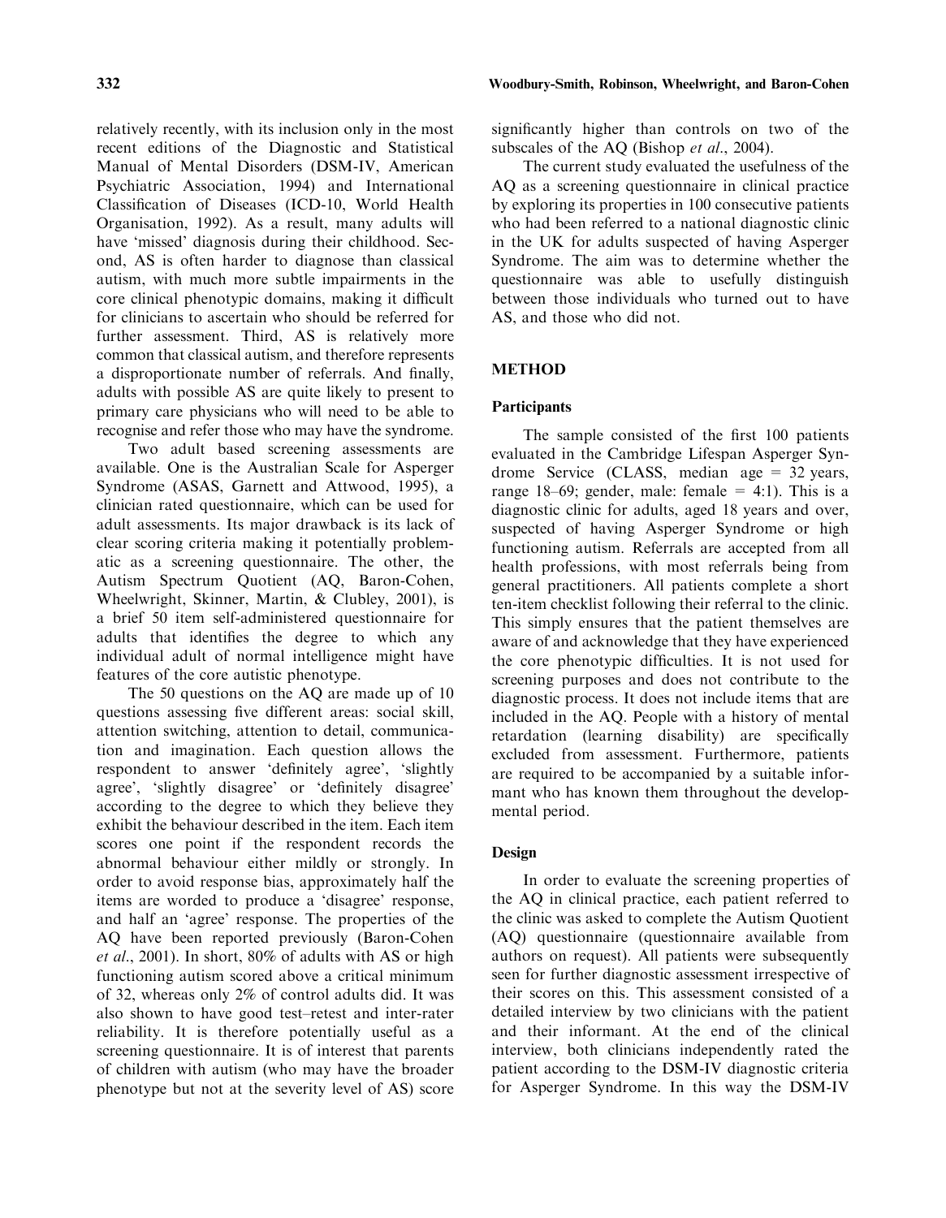relatively recently, with its inclusion only in the most recent editions of the Diagnostic and Statistical Manual of Mental Disorders (DSM-IV, American Psychiatric Association, 1994) and International Classification of Diseases (ICD-10, World Health Organisation, 1992). As a result, many adults will have 'missed' diagnosis during their childhood. Second, AS is often harder to diagnose than classical autism, with much more subtle impairments in the core clinical phenotypic domains, making it difficult for clinicians to ascertain who should be referred for further assessment. Third, AS is relatively more common that classical autism, and therefore represents a disproportionate number of referrals. And finally, adults with possible AS are quite likely to present to primary care physicians who will need to be able to recognise and refer those who may have the syndrome.

Two adult based screening assessments are available. One is the Australian Scale for Asperger Syndrome (ASAS, Garnett and Attwood, 1995), a clinician rated questionnaire, which can be used for adult assessments. Its major drawback is its lack of clear scoring criteria making it potentially problematic as a screening questionnaire. The other, the Autism Spectrum Quotient (AQ, Baron-Cohen, Wheelwright, Skinner, Martin, & Clubley, 2001), is a brief 50 item self-administered questionnaire for adults that identifies the degree to which any individual adult of normal intelligence might have features of the core autistic phenotype.

The 50 questions on the AQ are made up of 10 questions assessing five different areas: social skill, attention switching, attention to detail, communication and imagination. Each question allows the respondent to answer 'definitely agree', 'slightly agree', 'slightly disagree' or 'definitely disagree' according to the degree to which they believe they exhibit the behaviour described in the item. Each item scores one point if the respondent records the abnormal behaviour either mildly or strongly. In order to avoid response bias, approximately half the items are worded to produce a 'disagree' response, and half an 'agree' response. The properties of the AQ have been reported previously (Baron-Cohen *et al.*, 2001). In short, 80% of adults with AS or high functioning autism scored above a critical minimum of 32, whereas only 2% of control adults did. It was also shown to have good test–retest and inter-rater reliability. It is therefore potentially useful as a screening questionnaire. It is of interest that parents of children with autism (who may have the broader phenotype but not at the severity level of AS) score significantly higher than controls on two of the subscales of the AQ (Bishop *et al.*, 2004).

The current study evaluated the usefulness of the AQ as a screening questionnaire in clinical practice by exploring its properties in 100 consecutive patients who had been referred to a national diagnostic clinic in the UK for adults suspected of having Asperger Syndrome. The aim was to determine whether the questionnaire was able to usefully distinguish between those individuals who turned out to have AS, and those who did not.

## METHOD

### Participants

The sample consisted of the first 100 patients evaluated in the Cambridge Lifespan Asperger Syndrome Service (CLASS, median age = 32 years, range 18–69; gender, male: female = 4:1). This is a diagnostic clinic for adults, aged 18 years and over, suspected of having Asperger Syndrome or high functioning autism. Referrals are accepted from all health professions, with most referrals being from general practitioners. All patients complete a short ten-item checklist following their referral to the clinic. This simply ensures that the patient themselves are aware of and acknowledge that they have experienced the core phenotypic difficulties. It is not used for screening purposes and does not contribute to the diagnostic process. It does not include items that are included in the AQ. People with a history of mental retardation (learning disability) are specifically excluded from assessment. Furthermore, patients are required to be accompanied by a suitable informant who has known them throughout the developmental period.

### Design

In order to evaluate the screening properties of the AQ in clinical practice, each patient referred to the clinic was asked to complete the Autism Quotient (AQ) questionnaire (questionnaire available from authors on request). All patients were subsequently seen for further diagnostic assessment irrespective of their scores on this. This assessment consisted of a detailed interview by two clinicians with the patient and their informant. At the end of the clinical interview, both clinicians independently rated the patient according to the DSM-IV diagnostic criteria for Asperger Syndrome. In this way the DSM-IV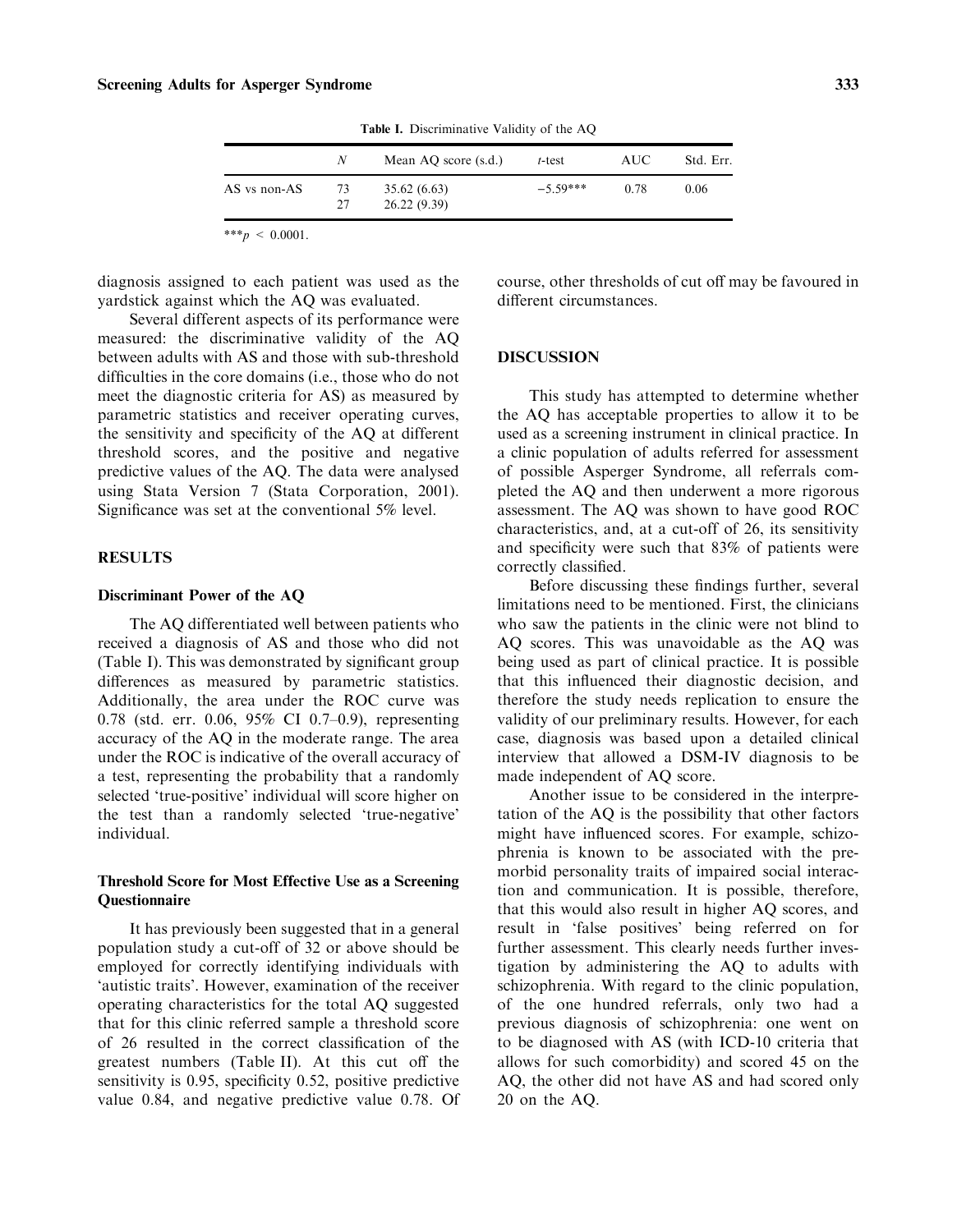**Table I.** Discriminative Validity of the AQ

| | N | Mean AQ score (s.d.) | t-test | AUC | Std. Err. |
|---|---|---|---|---|---|
| AS vs non-AS | 73 | 35.62 (6.63) | −5.59*** | 0.78 | 0.06 |
| | 27 | 26.22 (9.39) | | | |

***$p < 0.0001$.

diagnosis assigned to each patient was used as the yardstick against which the AQ was evaluated.

Several different aspects of its performance were measured: the discriminative validity of the AQ between adults with AS and those with sub-threshold difficulties in the core domains (i.e., those who do not meet the diagnostic criteria for AS) as measured by parametric statistics and receiver operating curves, the sensitivity and specificity of the AQ at different threshold scores, and the positive and negative predictive values of the AQ. The data were analysed using Stata Version 7 (Stata Corporation, 2001). Significance was set at the conventional 5% level.

## RESULTS

### Discriminant Power of the AQ

The AQ differentiated well between patients who received a diagnosis of AS and those who did not (Table I). This was demonstrated by significant group differences as measured by parametric statistics. Additionally, the area under the ROC curve was 0.78 (std. err. 0.06, 95% CI 0.7–0.9), representing accuracy of the AQ in the moderate range. The area under the ROC is indicative of the overall accuracy of a test, representing the probability that a randomly selected 'true-positive' individual will score higher on the test than a randomly selected 'true-negative' individual.

### Threshold Score for Most Effective Use as a Screening Questionnaire

It has previously been suggested that in a general population study a cut-off of 32 or above should be employed for correctly identifying individuals with 'autistic traits'. However, examination of the receiver operating characteristics for the total AQ suggested that for this clinic referred sample a threshold score of 26 resulted in the correct classification of the greatest numbers (Table II). At this cut off the sensitivity is 0.95, specificity 0.52, positive predictive value 0.84, and negative predictive value 0.78. Of course, other thresholds of cut off may be favoured in different circumstances.

## DISCUSSION

This study has attempted to determine whether the AQ has acceptable properties to allow it to be used as a screening instrument in clinical practice. In a clinic population of adults referred for assessment of possible Asperger Syndrome, all referrals completed the AQ and then underwent a more rigorous assessment. The AQ was shown to have good ROC characteristics, and, at a cut-off of 26, its sensitivity and specificity were such that 83% of patients were correctly classified.

Before discussing these findings further, several limitations need to be mentioned. First, the clinicians who saw the patients in the clinic were not blind to AQ scores. This was unavoidable as the AQ was being used as part of clinical practice. It is possible that this influenced their diagnostic decision, and therefore the study needs replication to ensure the validity of our preliminary results. However, for each case, diagnosis was based upon a detailed clinical interview that allowed a DSM-IV diagnosis to be made independent of AQ score.

Another issue to be considered in the interpretation of the AQ is the possibility that other factors might have influenced scores. For example, schizophrenia is known to be associated with the premorbid personality traits of impaired social interaction and communication. It is possible, therefore, that this would also result in higher AQ scores, and result in 'false positives' being referred on for further assessment. This clearly needs further investigation by administering the AQ to adults with schizophrenia. With regard to the clinic population, of the one hundred referrals, only two had a previous diagnosis of schizophrenia: one went on to be diagnosed with AS (with ICD-10 criteria that allows for such comorbidity) and scored 45 on the AQ, the other did not have AS and had scored only 20 on the AQ.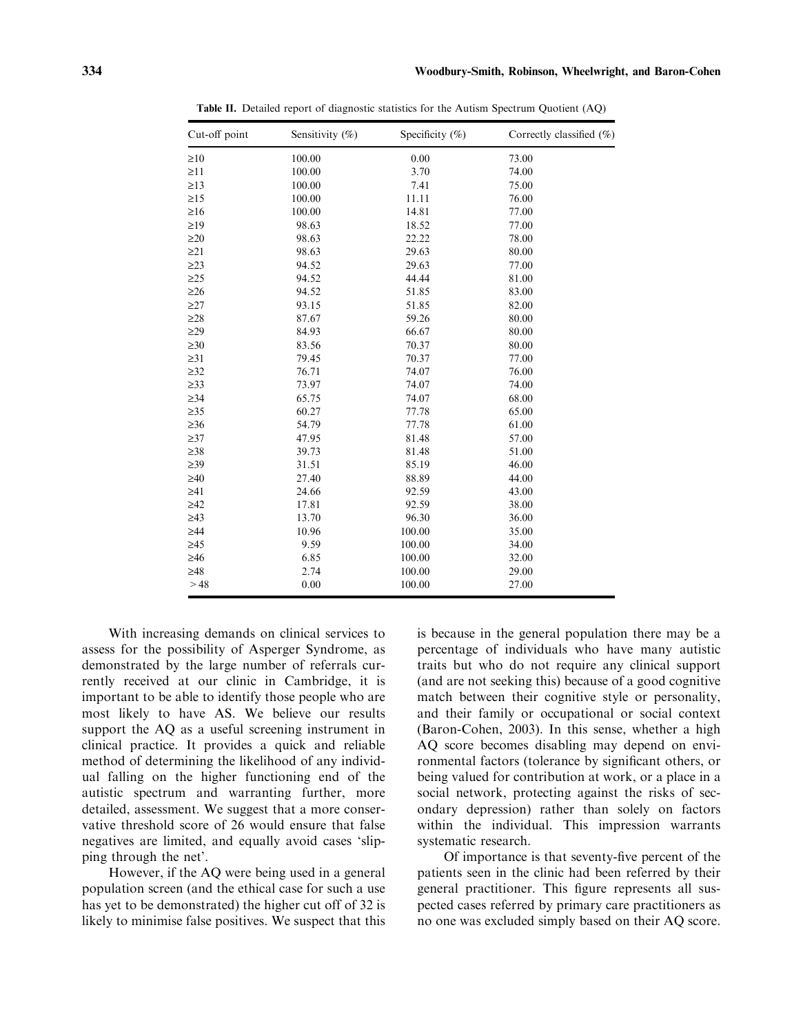**Table II.** Detailed report of diagnostic statistics for the Autism Spectrum Quotient (AQ)

| Cut-off point | Sensitivity (%) | Specificity (%) | Correctly classified (%) |
|---|---|---|---|
| ≥10 | 100.00 | 0.00 | 73.00 |
| ≥11 | 100.00 | 3.70 | 74.00 |
| ≥13 | 100.00 | 7.41 | 75.00 |
| ≥15 | 100.00 | 11.11 | 76.00 |
| ≥16 | 100.00 | 14.81 | 77.00 |
| ≥19 | 98.63 | 18.52 | 77.00 |
| ≥20 | 98.63 | 22.22 | 78.00 |
| ≥21 | 98.63 | 29.63 | 80.00 |
| ≥23 | 94.52 | 29.63 | 77.00 |
| ≥25 | 94.52 | 44.44 | 81.00 |
| ≥26 | 94.52 | 51.85 | 83.00 |
| ≥27 | 93.15 | 51.85 | 82.00 |
| ≥28 | 87.67 | 59.26 | 80.00 |
| ≥29 | 84.93 | 66.67 | 80.00 |
| ≥30 | 83.56 | 70.37 | 80.00 |
| ≥31 | 79.45 | 70.37 | 77.00 |
| ≥32 | 76.71 | 74.07 | 76.00 |
| ≥33 | 73.97 | 74.07 | 74.00 |
| ≥34 | 65.75 | 74.07 | 68.00 |
| ≥35 | 60.27 | 77.78 | 65.00 |
| ≥36 | 54.79 | 77.78 | 61.00 |
| ≥37 | 47.95 | 81.48 | 57.00 |
| ≥38 | 39.73 | 81.48 | 51.00 |
| ≥39 | 31.51 | 85.19 | 46.00 |
| ≥40 | 27.40 | 88.89 | 44.00 |
| ≥41 | 24.66 | 92.59 | 43.00 |
| ≥42 | 17.81 | 92.59 | 38.00 |
| ≥43 | 13.70 | 96.30 | 36.00 |
| ≥44 | 10.96 | 100.00 | 35.00 |
| ≥45 | 9.59 | 100.00 | 34.00 |
| ≥46 | 6.85 | 100.00 | 32.00 |
| ≥48 | 2.74 | 100.00 | 29.00 |
| >48 | 0.00 | 100.00 | 27.00 |

With increasing demands on clinical services to assess for the possibility of Asperger Syndrome, as demonstrated by the large number of referrals currently received at our clinic in Cambridge, it is important to be able to identify those people who are most likely to have AS. We believe our results support the AQ as a useful screening instrument in clinical practice. It provides a quick and reliable method of determining the likelihood of any individual falling on the higher functioning end of the autistic spectrum and warranting further, more detailed, assessment. We suggest that a more conservative threshold score of 26 would ensure that false negatives are limited, and equally avoid cases 'slipping through the net'.

However, if the AQ were being used in a general population screen (and the ethical case for such a use has yet to be demonstrated) the higher cut off of 32 is likely to minimise false positives. We suspect that this is because in the general population there may be a percentage of individuals who have many autistic traits but who do not require any clinical support (and are not seeking this) because of a good cognitive match between their cognitive style or personality, and their family or occupational or social context (Baron-Cohen, 2003). In this sense, whether a high AQ score becomes disabling may depend on environmental factors (tolerance by significant others, or being valued for contribution at work, or a place in a social network, protecting against the risks of secondary depression) rather than solely on factors within the individual. This impression warrants systematic research.

Of importance is that seventy-five percent of the patients seen in the clinic had been referred by their general practitioner. This figure represents all suspected cases referred by primary care practitioners as no one was excluded simply based on their AQ score.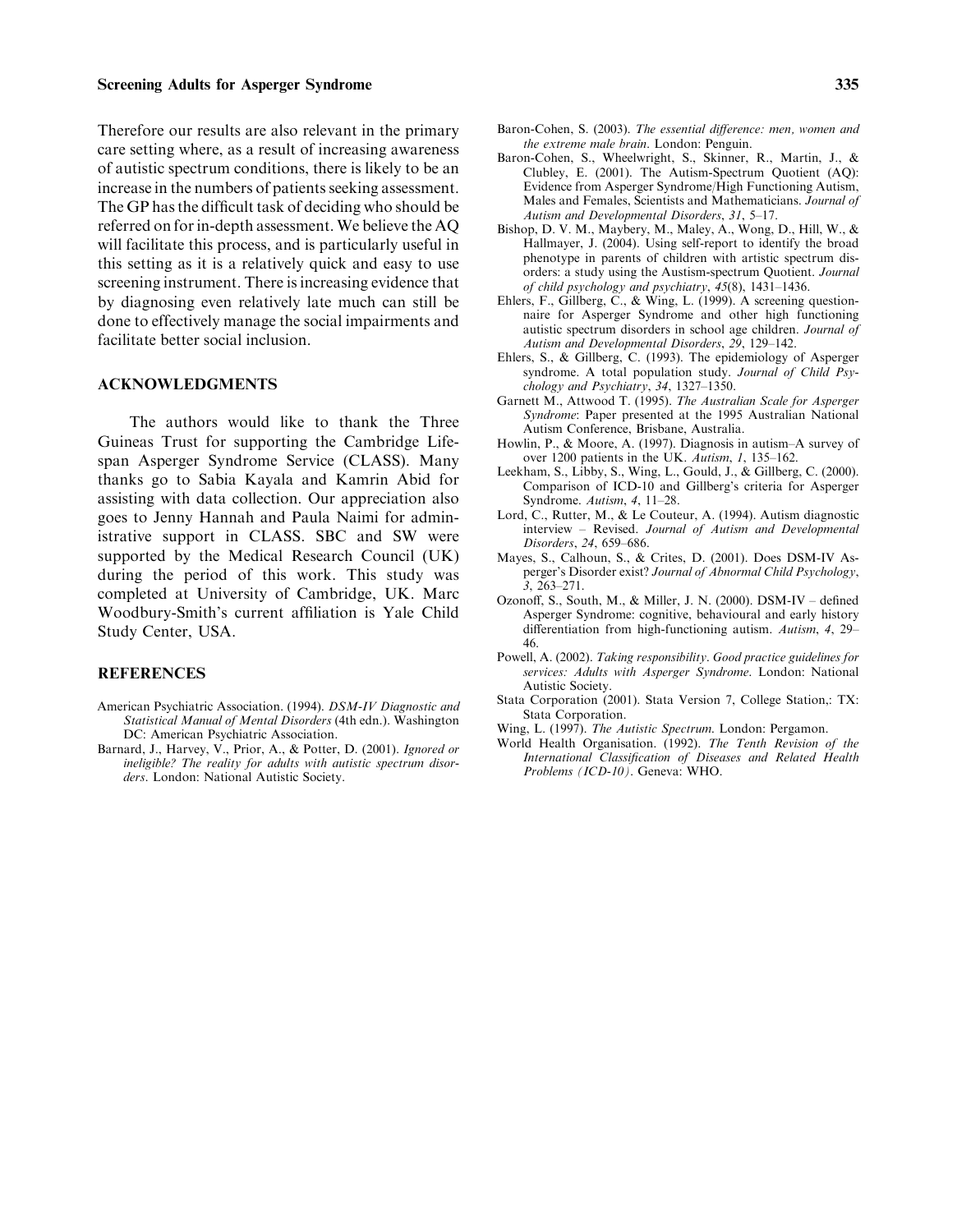Therefore our results are also relevant in the primary care setting where, as a result of increasing awareness of autistic spectrum conditions, there is likely to be an increase in the numbers of patients seeking assessment. The GP has the difficult task of deciding who should be referred on for in-depth assessment. We believe the AQ will facilitate this process, and is particularly useful in this setting as it is a relatively quick and easy to use screening instrument. There is increasing evidence that by diagnosing even relatively late much can still be done to effectively manage the social impairments and facilitate better social inclusion.

## ACKNOWLEDGMENTS

The authors would like to thank the Three Guineas Trust for supporting the Cambridge Lifespan Asperger Syndrome Service (CLASS). Many thanks go to Sabia Kayala and Kamrin Abid for assisting with data collection. Our appreciation also goes to Jenny Hannah and Paula Naimi for administrative support in CLASS. SBC and SW were supported by the Medical Research Council (UK) during the period of this work. This study was completed at University of Cambridge, UK. Marc Woodbury-Smith's current affiliation is Yale Child Study Center, USA.

## REFERENCES

American Psychiatric Association. (1994). *DSM-IV Diagnostic and Statistical Manual of Mental Disorders* (4th edn.). Washington DC: American Psychiatric Association.

Barnard, J., Harvey, V., Prior, A., & Potter, D. (2001). *Ignored or ineligible? The reality for adults with autistic spectrum disorders*. London: National Autistic Society.

Baron-Cohen, S. (2003). *The essential difference: men, women and the extreme male brain*. London: Penguin.

Baron-Cohen, S., Wheelwright, S., Skinner, R., Martin, J., & Clubley, E. (2001). The Autism-Spectrum Quotient (AQ): Evidence from Asperger Syndrome/High Functioning Autism, Males and Females, Scientists and Mathematicians. *Journal of Autism and Developmental Disorders*, *31*, 5–17.

Bishop, D. V. M., Maybery, M., Maley, A., Wong, D., Hill, W., & Hallmayer, J. (2004). Using self-report to identify the broad phenotype in parents of children with artistic spectrum disorders: a study using the Austism-spectrum Quotient. *Journal of child psychology and psychiatry*, *45*(8), 1431–1436.

Ehlers, F., Gillberg, C., & Wing, L. (1999). A screening questionnaire for Asperger Syndrome and other high functioning autistic spectrum disorders in school age children. *Journal of Autism and Developmental Disorders*, *29*, 129–142.

Ehlers, S., & Gillberg, C. (1993). The epidemiology of Asperger syndrome. A total population study. *Journal of Child Psychology and Psychiatry*, *34*, 1327–1350.

Garnett M., Attwood T. (1995). *The Australian Scale for Asperger Syndrome*: Paper presented at the 1995 Australian National Autism Conference, Brisbane, Australia.

Howlin, P., & Moore, A. (1997). Diagnosis in autism–A survey of over 1200 patients in the UK. *Autism*, *1*, 135–162.

Leekham, S., Libby, S., Wing, L., Gould, J., & Gillberg, C. (2000). Comparison of ICD-10 and Gillberg's criteria for Asperger Syndrome. *Autism*, *4*, 11–28.

Lord, C., Rutter, M., & Le Couteur, A. (1994). Autism diagnostic interview – Revised. *Journal of Autism and Developmental Disorders*, *24*, 659–686.

Mayes, S., Calhoun, S., & Crites, D. (2001). Does DSM-IV Asperger's Disorder exist? *Journal of Abnormal Child Psychology*, *3*, 263–271.

Ozonoff, S., South, M., & Miller, J. N. (2000). DSM-IV – defined Asperger Syndrome: cognitive, behavioural and early history differentiation from high-functioning autism. *Autism*, *4*, 29–46.

Powell, A. (2002). *Taking responsibility. Good practice guidelines for services: Adults with Asperger Syndrome*. London: National Autistic Society.

Stata Corporation (2001). Stata Version 7, College Station,: TX: Stata Corporation.

Wing, L. (1997). *The Autistic Spectrum*. London: Pergamon.

World Health Organisation. (1992). *The Tenth Revision of the International Classification of Diseases and Related Health Problems (ICD-10)*. Geneva: WHO.